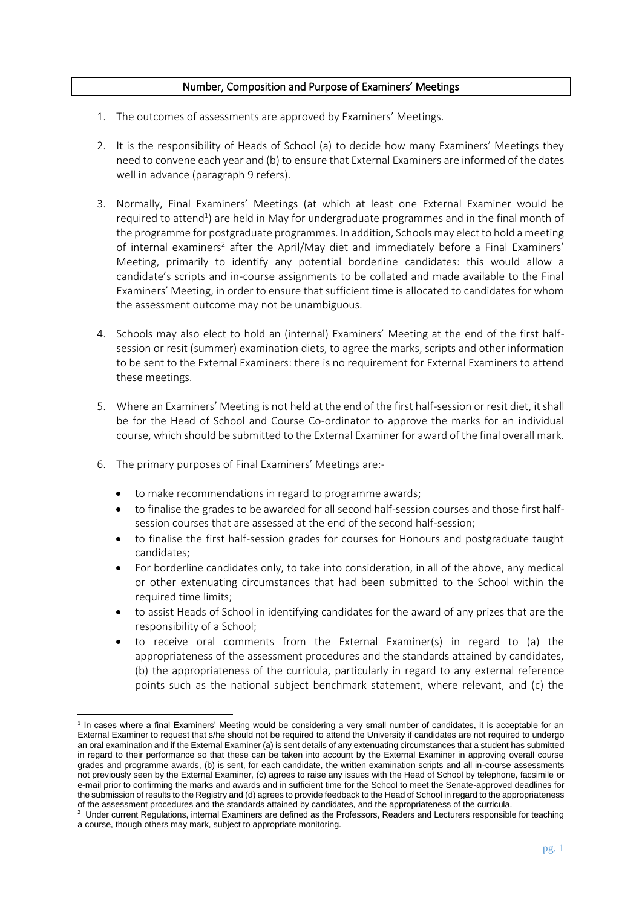## Number, Composition and Purpose of Examiners' Meetings

1. The outcomes of assessments are approved by Examiners' Meetings.

2. It is the responsibility of Heads of School (a) to decide how many Examiners' Meetings they need to convene each year and (b) to ensure that External Examiners are informed of the dates well in advance (paragraph 9 refers).

3. Normally, Final Examiners' Meetings (at which at least one External Examiner would be required to attend[1]) are held in May for undergraduate programmes and in the final month of the programme for postgraduate programmes. In addition, Schools may elect to hold a meeting of internal examiners[2] after the April/May diet and immediately before a Final Examiners' Meeting, primarily to identify any potential borderline candidates: this would allow a candidate's scripts and in-course assignments to be collated and made available to the Final Examiners' Meeting, in order to ensure that sufficient time is allocated to candidates for whom the assessment outcome may not be unambiguous.

4. Schools may also elect to hold an (internal) Examiners' Meeting at the end of the first half-session or resit (summer) examination diets, to agree the marks, scripts and other information to be sent to the External Examiners: there is no requirement for External Examiners to attend these meetings.

5. Where an Examiners' Meeting is not held at the end of the first half-session or resit diet, it shall be for the Head of School and Course Co-ordinator to approve the marks for an individual course, which should be submitted to the External Examiner for award of the final overall mark.

6. The primary purposes of Final Examiners' Meetings are:-

   - to make recommendations in regard to programme awards;
   - to finalise the grades to be awarded for all second half-session courses and those first half-session courses that are assessed at the end of the second half-session;
   - to finalise the first half-session grades for courses for Honours and postgraduate taught candidates;
   - For borderline candidates only, to take into consideration, in all of the above, any medical or other extenuating circumstances that had been submitted to the School within the required time limits;
   - to assist Heads of School in identifying candidates for the award of any prizes that are the responsibility of a School;
   - to receive oral comments from the External Examiner(s) in regard to (a) the appropriateness of the assessment procedures and the standards attained by candidates, (b) the appropriateness of the curricula, particularly in regard to any external reference points such as the national subject benchmark statement, where relevant, and (c) the

---

[1] In cases where a final Examiners' Meeting would be considering a very small number of candidates, it is acceptable for an External Examiner to request that s/he should not be required to attend the University if candidates are not required to undergo an oral examination and if the External Examiner (a) is sent details of any extenuating circumstances that a student has submitted in regard to their performance so that these can be taken into account by the External Examiner in approving overall course grades and programme awards, (b) is sent, for each candidate, the written examination scripts and all in-course assessments not previously seen by the External Examiner, (c) agrees to raise any issues with the Head of School by telephone, facsimile or e-mail prior to confirming the marks and awards and in sufficient time for the School to meet the Senate-approved deadlines for the submission of results to the Registry and (d) agrees to provide feedback to the Head of School in regard to the appropriateness of the assessment procedures and the standards attained by candidates, and the appropriateness of the curricula.

[2] Under current Regulations, internal Examiners are defined as the Professors, Readers and Lecturers responsible for teaching a course, though others may mark, subject to appropriate monitoring.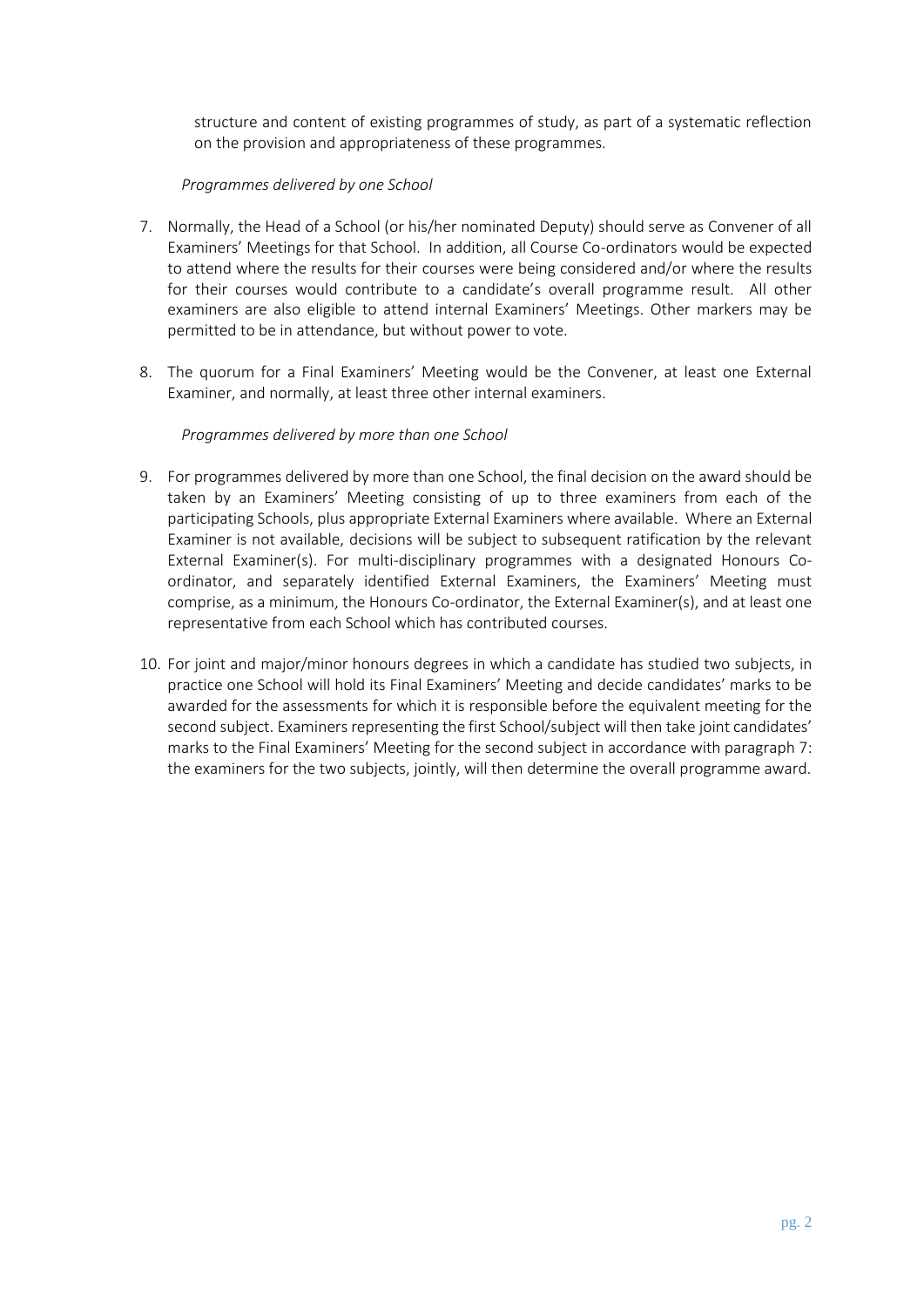structure and content of existing programmes of study, as part of a systematic reflection on the provision and appropriateness of these programmes.

*Programmes delivered by one School*

7. Normally, the Head of a School (or his/her nominated Deputy) should serve as Convener of all Examiners' Meetings for that School. In addition, all Course Co-ordinators would be expected to attend where the results for their courses were being considered and/or where the results for their courses would contribute to a candidate's overall programme result. All other examiners are also eligible to attend internal Examiners' Meetings. Other markers may be permitted to be in attendance, but without power to vote.

8. The quorum for a Final Examiners' Meeting would be the Convener, at least one External Examiner, and normally, at least three other internal examiners.

*Programmes delivered by more than one School*

9. For programmes delivered by more than one School, the final decision on the award should be taken by an Examiners' Meeting consisting of up to three examiners from each of the participating Schools, plus appropriate External Examiners where available. Where an External Examiner is not available, decisions will be subject to subsequent ratification by the relevant External Examiner(s). For multi-disciplinary programmes with a designated Honours Co-ordinator, and separately identified External Examiners, the Examiners' Meeting must comprise, as a minimum, the Honours Co-ordinator, the External Examiner(s), and at least one representative from each School which has contributed courses.

10. For joint and major/minor honours degrees in which a candidate has studied two subjects, in practice one School will hold its Final Examiners' Meeting and decide candidates' marks to be awarded for the assessments for which it is responsible before the equivalent meeting for the second subject. Examiners representing the first School/subject will then take joint candidates' marks to the Final Examiners' Meeting for the second subject in accordance with paragraph 7: the examiners for the two subjects, jointly, will then determine the overall programme award.